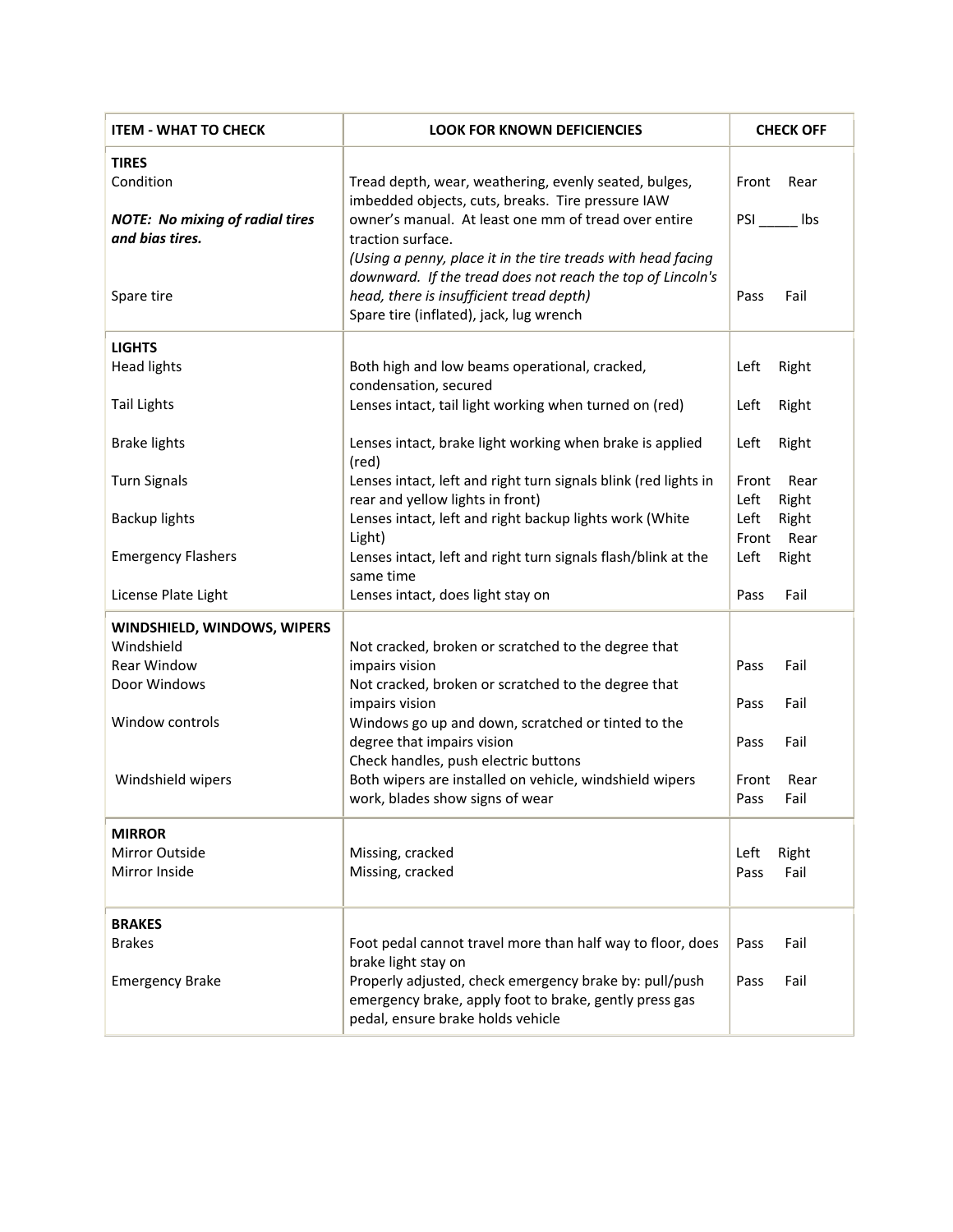| ITEM - WHAT TO CHECK | LOOK FOR KNOWN DEFICIENCIES | CHECK OFF |
|---|---|---|
| **TIRES** | | |
| Condition | Tread depth, wear, weathering, evenly seated, bulges, imbedded objects, cuts, breaks. Tire pressure IAW | Front Rear |
| ***NOTE: No mixing of radial tires and bias tires.*** | owner's manual. At least one mm of tread over entire traction surface. | PSI _____ lbs |
| | *(Using a penny, place it in the tire treads with head facing downward. If the tread does not reach the top of Lincoln's* | |
| Spare tire | *head, there is insufficient tread depth)* Spare tire (inflated), jack, lug wrench | Pass Fail |
| **LIGHTS** | | |
| Head lights | Both high and low beams operational, cracked, condensation, secured | Left Right |
| Tail Lights | Lenses intact, tail light working when turned on (red) | Left Right |
| Brake lights | Lenses intact, brake light working when brake is applied (red) | Left Right |
| Turn Signals | Lenses intact, left and right turn signals blink (red lights in rear and yellow lights in front) | Front Rear<br>Left Right |
| Backup lights | Lenses intact, left and right backup lights work (White Light) | Left Right<br>Front Rear |
| Emergency Flashers | Lenses intact, left and right turn signals flash/blink at the same time | Left Right |
| License Plate Light | Lenses intact, does light stay on | Pass Fail |
| **WINDSHIELD, WINDOWS, WIPERS** | | |
| Windshield<br>Rear Window | Not cracked, broken or scratched to the degree that impairs vision | Pass Fail |
| Door Windows | Not cracked, broken or scratched to the degree that impairs vision | Pass Fail |
| Window controls | Windows go up and down, scratched or tinted to the degree that impairs vision<br>Check handles, push electric buttons | Pass Fail |
| Windshield wipers | Both wipers are installed on vehicle, windshield wipers work, blades show signs of wear | Front Rear<br>Pass Fail |
| **MIRROR** | | |
| Mirror Outside | Missing, cracked | Left Right |
| Mirror Inside | Missing, cracked | Pass Fail |
| **BRAKES** | | |
| Brakes | Foot pedal cannot travel more than half way to floor, does brake light stay on | Pass Fail |
| Emergency Brake | Properly adjusted, check emergency brake by: pull/push emergency brake, apply foot to brake, gently press gas pedal, ensure brake holds vehicle | Pass Fail |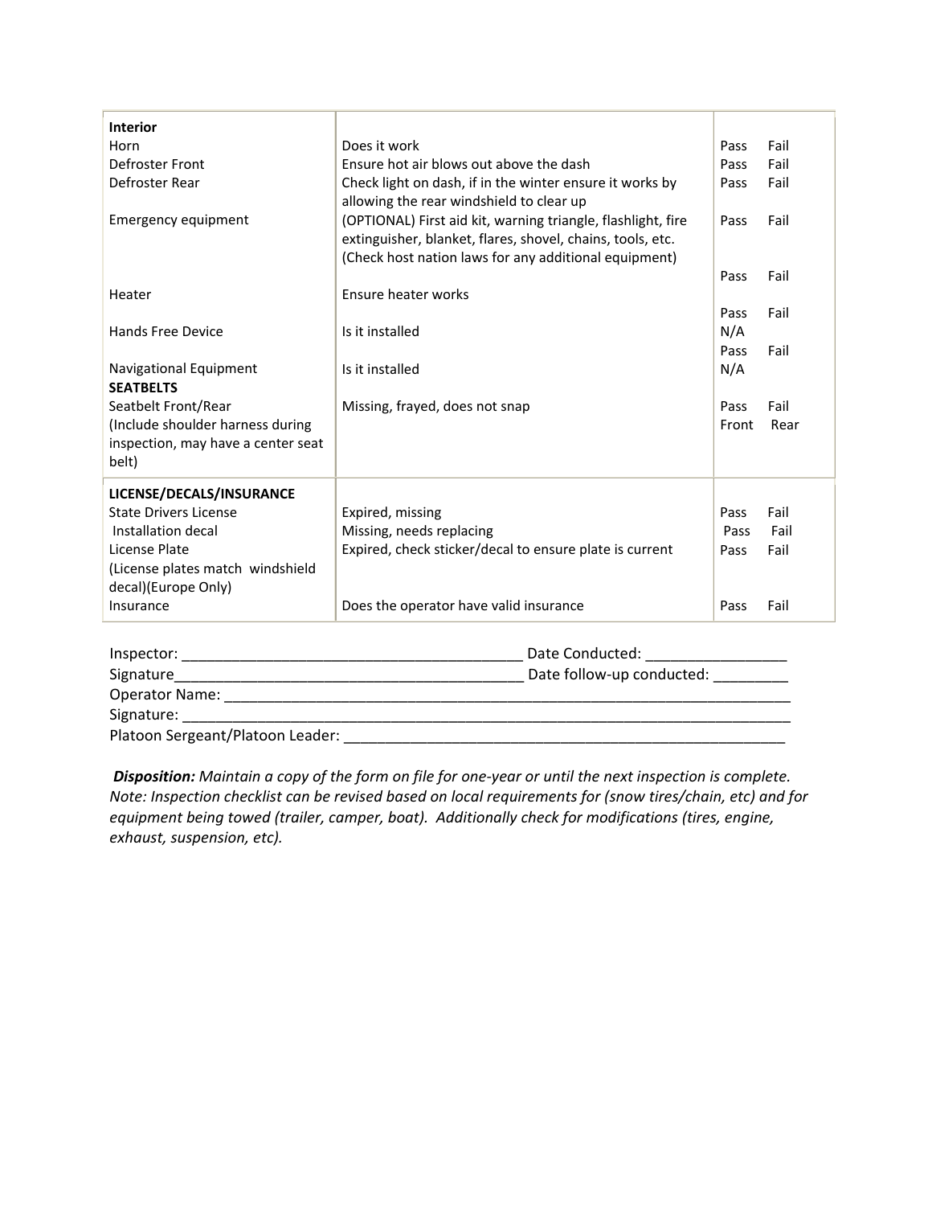| | | |
|---|---|---|
| **Interior** | | |
| Horn | Does it work | Pass Fail |
| Defroster Front | Ensure hot air blows out above the dash | Pass Fail |
| Defroster Rear | Check light on dash, if in the winter ensure it works by allowing the rear windshield to clear up | Pass Fail |
| Emergency equipment | (OPTIONAL) First aid kit, warning triangle, flashlight, fire extinguisher, blanket, flares, shovel, chains, tools, etc. (Check host nation laws for any additional equipment) | Pass Fail |
| Heater | Ensure heater works | Pass Fail |
| Hands Free Device | Is it installed | Pass Fail N/A |
| Navigational Equipment | Is it installed | Pass Fail N/A |
| **SEATBELTS** | | |
| Seatbelt Front/Rear (Include shoulder harness during inspection, may have a center seat belt) | Missing, frayed, does not snap | Pass Fail Front Rear |
| **LICENSE/DECALS/INSURANCE** | | |
| State Drivers License | Expired, missing | Pass Fail |
| Installation decal | Missing, needs replacing | Pass Fail |
| License Plate (License plates match windshield decal)(Europe Only) | Expired, check sticker/decal to ensure plate is current | Pass Fail |
| Insurance | Does the operator have valid insurance | Pass Fail |

Inspector: ________________________________________ Date Conducted: ________________

Signature________________________________________ Date follow-up conducted: _________

Operator Name: ________________________________________________________________

Signature: ____________________________________________________________________

Platoon Sergeant/Platoon Leader: ______________________________________________

***Disposition:*** *Maintain a copy of the form on file for one-year or until the next inspection is complete. Note: Inspection checklist can be revised based on local requirements for (snow tires/chain, etc) and for equipment being towed (trailer, camper, boat). Additionally check for modifications (tires, engine, exhaust, suspension, etc).*